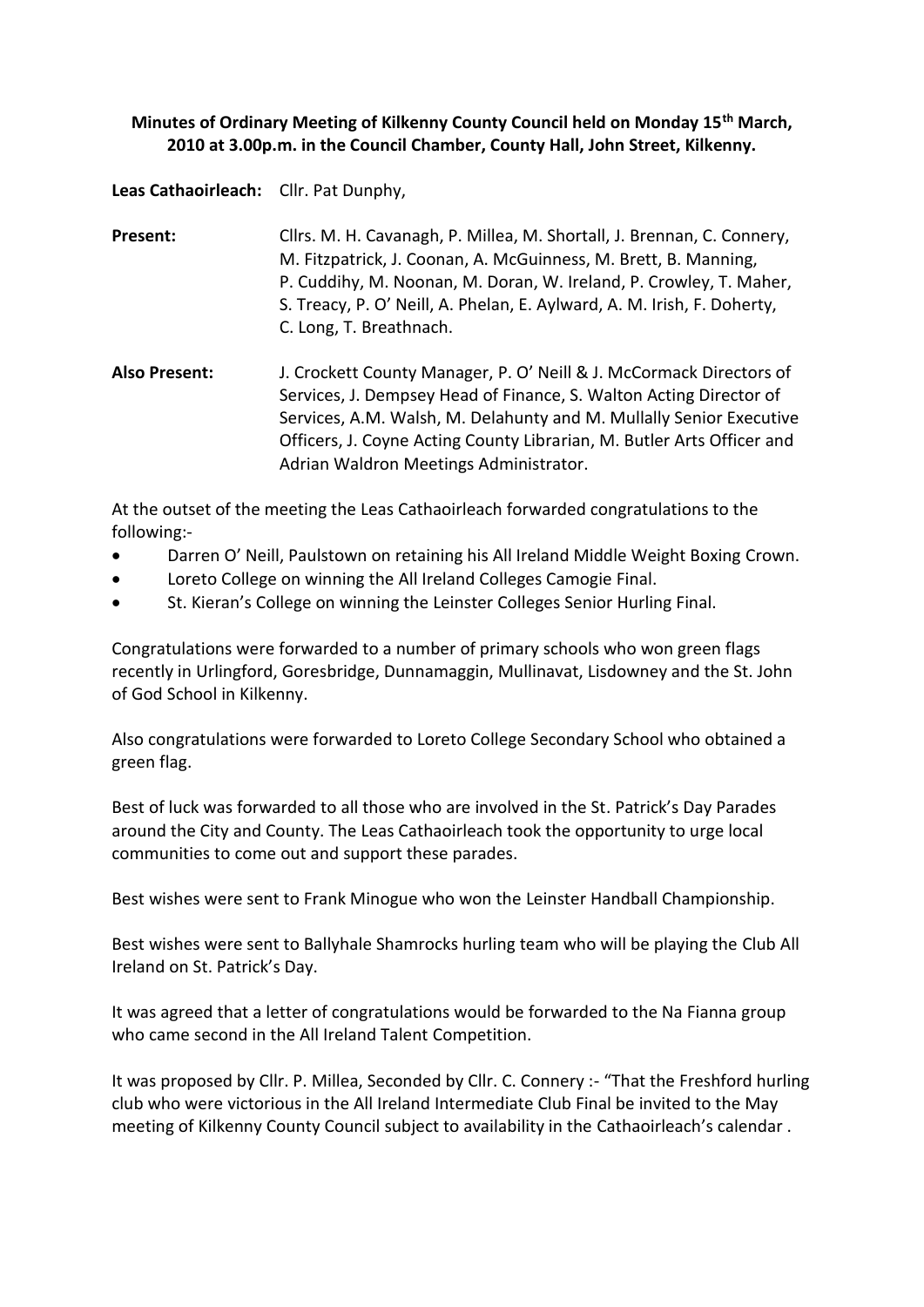**Minutes of Ordinary Meeting of Kilkenny County Council held on Monday 15th March, 2010 at 3.00p.m. in the Council Chamber, County Hall, John Street, Kilkenny.**

**Leas Cathaoirleach:** Cllr. Pat Dunphy,

**Present:** Cllrs. M. H. Cavanagh, P. Millea, M. Shortall, J. Brennan, C. Connery, M. Fitzpatrick, J. Coonan, A. McGuinness, M. Brett, B. Manning, P. Cuddihy, M. Noonan, M. Doran, W. Ireland, P. Crowley, T. Maher, S. Treacy, P. O' Neill, A. Phelan, E. Aylward, A. M. Irish, F. Doherty, C. Long, T. Breathnach.

**Also Present:** J. Crockett County Manager, P. O' Neill & J. McCormack Directors of Services, J. Dempsey Head of Finance, S. Walton Acting Director of Services, A.M. Walsh, M. Delahunty and M. Mullally Senior Executive Officers, J. Coyne Acting County Librarian, M. Butler Arts Officer and Adrian Waldron Meetings Administrator.

At the outset of the meeting the Leas Cathaoirleach forwarded congratulations to the following:-

- Darren O' Neill, Paulstown on retaining his All Ireland Middle Weight Boxing Crown.
- Loreto College on winning the All Ireland Colleges Camogie Final.
- St. Kieran's College on winning the Leinster Colleges Senior Hurling Final.

Congratulations were forwarded to a number of primary schools who won green flags recently in Urlingford, Goresbridge, Dunnamaggin, Mullinavat, Lisdowney and the St. John of God School in Kilkenny.

Also congratulations were forwarded to Loreto College Secondary School who obtained a green flag.

Best of luck was forwarded to all those who are involved in the St. Patrick's Day Parades around the City and County. The Leas Cathaoirleach took the opportunity to urge local communities to come out and support these parades.

Best wishes were sent to Frank Minogue who won the Leinster Handball Championship.

Best wishes were sent to Ballyhale Shamrocks hurling team who will be playing the Club All Ireland on St. Patrick's Day.

It was agreed that a letter of congratulations would be forwarded to the Na Fianna group who came second in the All Ireland Talent Competition.

It was proposed by Cllr. P. Millea, Seconded by Cllr. C. Connery :- "That the Freshford hurling club who were victorious in the All Ireland Intermediate Club Final be invited to the May meeting of Kilkenny County Council subject to availability in the Cathaoirleach's calendar .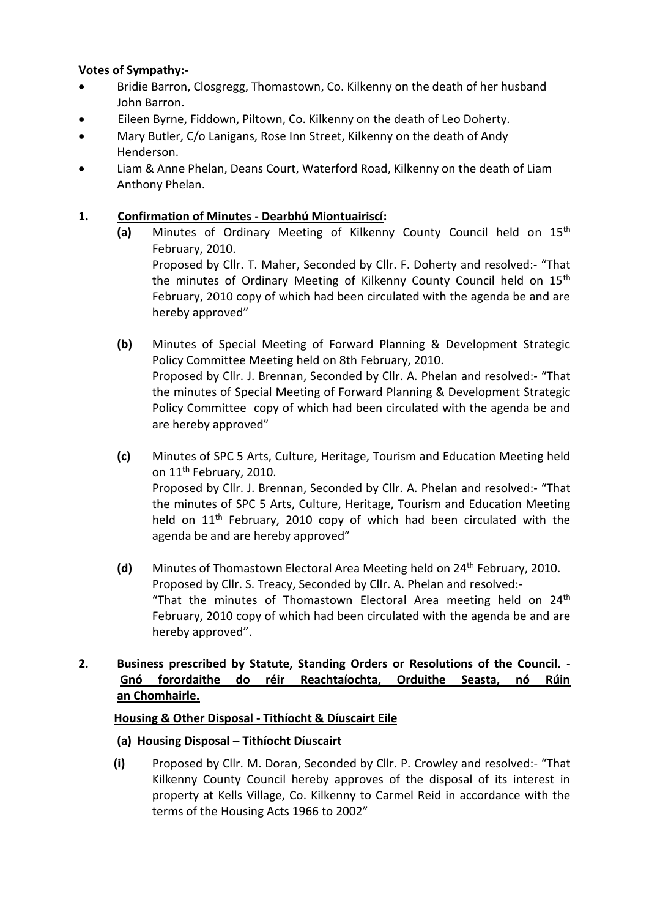**Votes of Sympathy:-**

- Bridie Barron, Closgregg, Thomastown, Co. Kilkenny on the death of her husband John Barron.
- Eileen Byrne, Fiddown, Piltown, Co. Kilkenny on the death of Leo Doherty.
- Mary Butler, C/o Lanigans, Rose Inn Street, Kilkenny on the death of Andy Henderson.
- Liam & Anne Phelan, Deans Court, Waterford Road, Kilkenny on the death of Liam Anthony Phelan.

**1. Confirmation of Minutes - Dearbhú Miontuairiscí:**

**(a)** Minutes of Ordinary Meeting of Kilkenny County Council held on 15th February, 2010.
Proposed by Cllr. T. Maher, Seconded by Cllr. F. Doherty and resolved:- "That the minutes of Ordinary Meeting of Kilkenny County Council held on 15th February, 2010 copy of which had been circulated with the agenda be and are hereby approved"

**(b)** Minutes of Special Meeting of Forward Planning & Development Strategic Policy Committee Meeting held on 8th February, 2010.
Proposed by Cllr. J. Brennan, Seconded by Cllr. A. Phelan and resolved:- "That the minutes of Special Meeting of Forward Planning & Development Strategic Policy Committee copy of which had been circulated with the agenda be and are hereby approved"

**(c)** Minutes of SPC 5 Arts, Culture, Heritage, Tourism and Education Meeting held on 11th February, 2010.
Proposed by Cllr. J. Brennan, Seconded by Cllr. A. Phelan and resolved:- "That the minutes of SPC 5 Arts, Culture, Heritage, Tourism and Education Meeting held on 11th February, 2010 copy of which had been circulated with the agenda be and are hereby approved"

**(d)** Minutes of Thomastown Electoral Area Meeting held on 24th February, 2010.
Proposed by Cllr. S. Treacy, Seconded by Cllr. A. Phelan and resolved:-
"That the minutes of Thomastown Electoral Area meeting held on 24th February, 2010 copy of which had been circulated with the agenda be and are hereby approved".

**2. Business prescribed by Statute, Standing Orders or Resolutions of the Council. - Gnó forordaithe do réir Reachtaíochta, Orduithe Seasta, nó Rúin an Chomhairle.**

**Housing & Other Disposal - Tithíocht & Díuscairt Eile**

**(a) Housing Disposal – Tithíocht Díuscairt**

**(i)** Proposed by Cllr. M. Doran, Seconded by Cllr. P. Crowley and resolved:- "That Kilkenny County Council hereby approves of the disposal of its interest in property at Kells Village, Co. Kilkenny to Carmel Reid in accordance with the terms of the Housing Acts 1966 to 2002"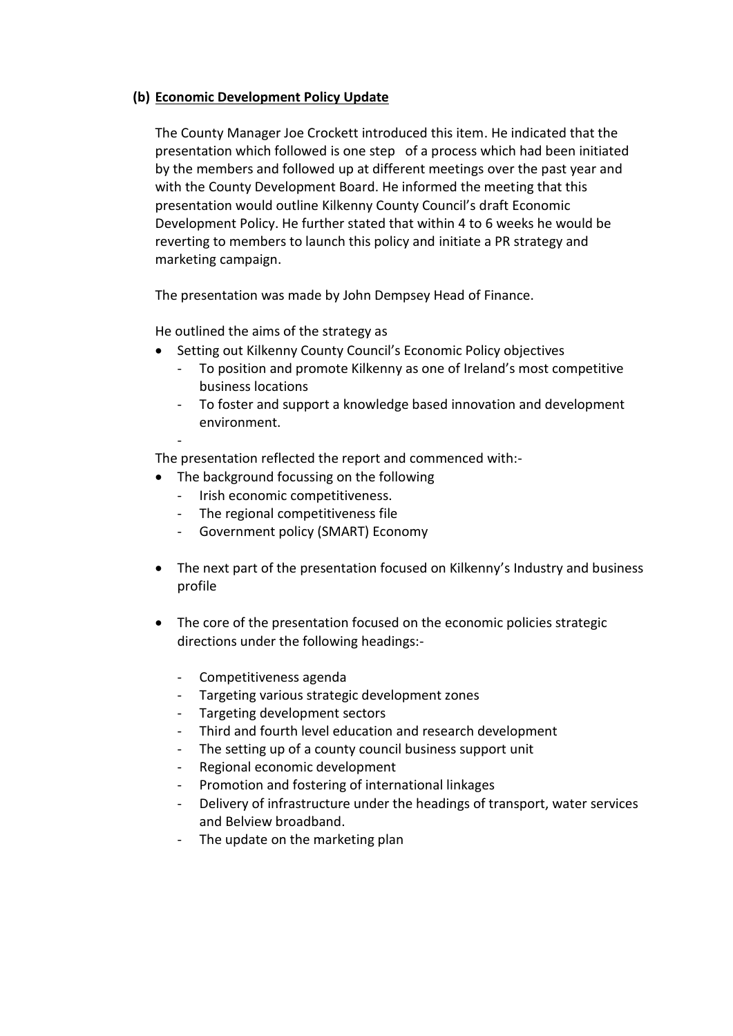## (b) Economic Development Policy Update

The County Manager Joe Crockett introduced this item. He indicated that the presentation which followed is one step of a process which had been initiated by the members and followed up at different meetings over the past year and with the County Development Board. He informed the meeting that this presentation would outline Kilkenny County Council's draft Economic Development Policy. He further stated that within 4 to 6 weeks he would be reverting to members to launch this policy and initiate a PR strategy and marketing campaign.

The presentation was made by John Dempsey Head of Finance.

He outlined the aims of the strategy as

- Setting out Kilkenny County Council's Economic Policy objectives
  - To position and promote Kilkenny as one of Ireland's most competitive business locations
  - To foster and support a knowledge based innovation and development environment.
  -

The presentation reflected the report and commenced with:-

- The background focussing on the following
  - Irish economic competitiveness.
  - The regional competitiveness file
  - Government policy (SMART) Economy
- The next part of the presentation focused on Kilkenny's Industry and business profile
- The core of the presentation focused on the economic policies strategic directions under the following headings:-
  - Competitiveness agenda
  - Targeting various strategic development zones
  - Targeting development sectors
  - Third and fourth level education and research development
  - The setting up of a county council business support unit
  - Regional economic development
  - Promotion and fostering of international linkages
  - Delivery of infrastructure under the headings of transport, water services and Belview broadband.
  - The update on the marketing plan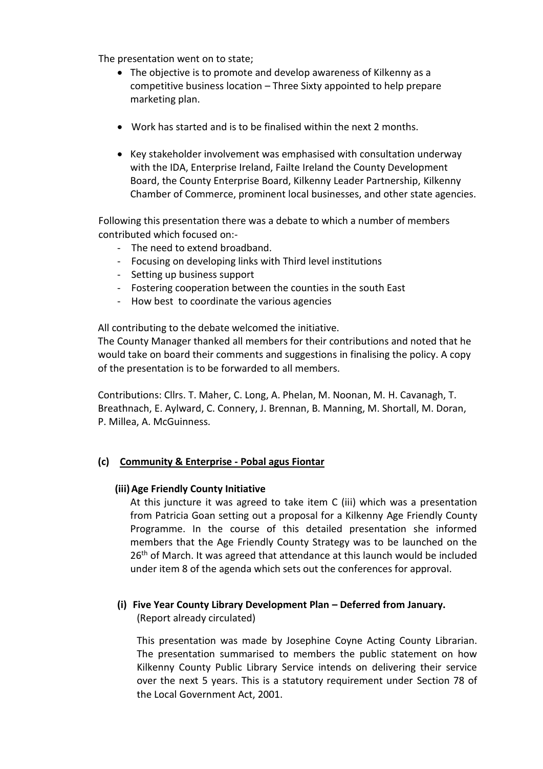The presentation went on to state;

- The objective is to promote and develop awareness of Kilkenny as a competitive business location – Three Sixty appointed to help prepare marketing plan.
- Work has started and is to be finalised within the next 2 months.
- Key stakeholder involvement was emphasised with consultation underway with the IDA, Enterprise Ireland, Failte Ireland the County Development Board, the County Enterprise Board, Kilkenny Leader Partnership, Kilkenny Chamber of Commerce, prominent local businesses, and other state agencies.

Following this presentation there was a debate to which a number of members contributed which focused on:-

- The need to extend broadband.
- Focusing on developing links with Third level institutions
- Setting up business support
- Fostering cooperation between the counties in the south East
- How best to coordinate the various agencies

All contributing to the debate welcomed the initiative.
The County Manager thanked all members for their contributions and noted that he would take on board their comments and suggestions in finalising the policy. A copy of the presentation is to be forwarded to all members.

Contributions: Cllrs. T. Maher, C. Long, A. Phelan, M. Noonan, M. H. Cavanagh, T. Breathnach, E. Aylward, C. Connery, J. Brennan, B. Manning, M. Shortall, M. Doran, P. Millea, A. McGuinness.

### (c) Community & Enterprise - Pobal agus Fiontar

**(iii) Age Friendly County Initiative**

At this juncture it was agreed to take item C (iii) which was a presentation from Patricia Goan setting out a proposal for a Kilkenny Age Friendly County Programme. In the course of this detailed presentation she informed members that the Age Friendly County Strategy was to be launched on the 26th of March. It was agreed that attendance at this launch would be included under item 8 of the agenda which sets out the conferences for approval.

**(i) Five Year County Library Development Plan – Deferred from January.**
(Report already circulated)

This presentation was made by Josephine Coyne Acting County Librarian. The presentation summarised to members the public statement on how Kilkenny County Public Library Service intends on delivering their service over the next 5 years. This is a statutory requirement under Section 78 of the Local Government Act, 2001.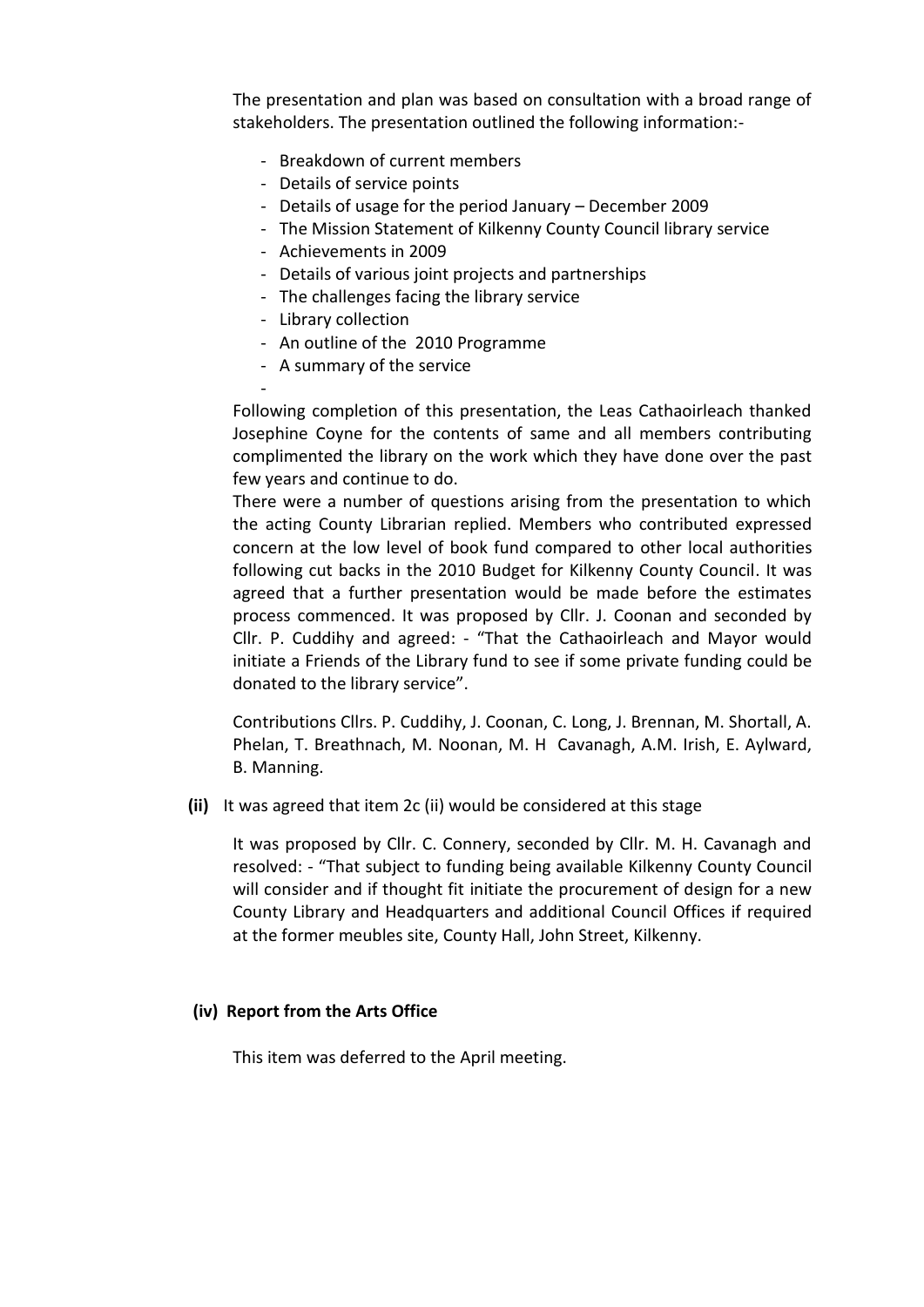The presentation and plan was based on consultation with a broad range of stakeholders. The presentation outlined the following information:-

- Breakdown of current members
- Details of service points
- Details of usage for the period January – December 2009
- The Mission Statement of Kilkenny County Council library service
- Achievements in 2009
- Details of various joint projects and partnerships
- The challenges facing the library service
- Library collection
- An outline of the 2010 Programme
- A summary of the service
-

Following completion of this presentation, the Leas Cathaoirleach thanked Josephine Coyne for the contents of same and all members contributing complimented the library on the work which they have done over the past few years and continue to do.
There were a number of questions arising from the presentation to which the acting County Librarian replied. Members who contributed expressed concern at the low level of book fund compared to other local authorities following cut backs in the 2010 Budget for Kilkenny County Council. It was agreed that a further presentation would be made before the estimates process commenced. It was proposed by Cllr. J. Coonan and seconded by Cllr. P. Cuddihy and agreed: - "That the Cathaoirleach and Mayor would initiate a Friends of the Library fund to see if some private funding could be donated to the library service".

Contributions Cllrs. P. Cuddihy, J. Coonan, C. Long, J. Brennan, M. Shortall, A. Phelan, T. Breathnach, M. Noonan, M. H Cavanagh, A.M. Irish, E. Aylward, B. Manning.

**(ii)** It was agreed that item 2c (ii) would be considered at this stage

It was proposed by Cllr. C. Connery, seconded by Cllr. M. H. Cavanagh and resolved: - "That subject to funding being available Kilkenny County Council will consider and if thought fit initiate the procurement of design for a new County Library and Headquarters and additional Council Offices if required at the former meubles site, County Hall, John Street, Kilkenny.

**(iv) Report from the Arts Office**

This item was deferred to the April meeting.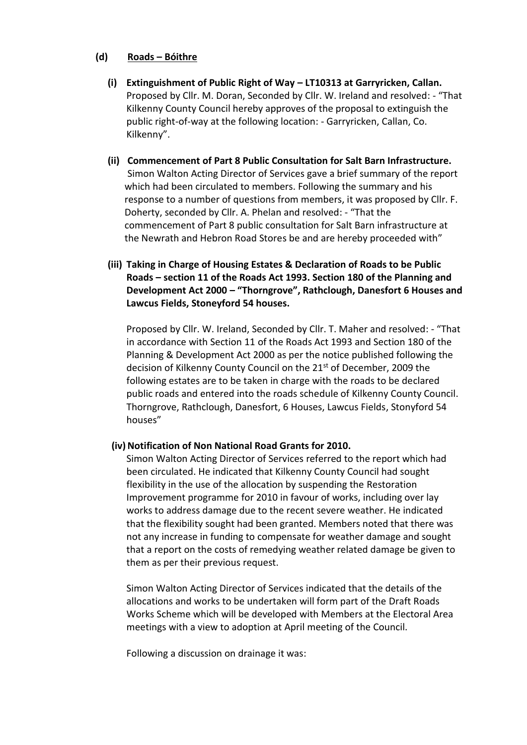**(d) Roads – Bóithre**

**(i) Extinguishment of Public Right of Way – LT10313 at Garryricken, Callan.**
Proposed by Cllr. M. Doran, Seconded by Cllr. W. Ireland and resolved: - "That Kilkenny County Council hereby approves of the proposal to extinguish the public right-of-way at the following location: - Garryricken, Callan, Co. Kilkenny".

**(ii) Commencement of Part 8 Public Consultation for Salt Barn Infrastructure.**
Simon Walton Acting Director of Services gave a brief summary of the report which had been circulated to members. Following the summary and his response to a number of questions from members, it was proposed by Cllr. F. Doherty, seconded by Cllr. A. Phelan and resolved: - "That the commencement of Part 8 public consultation for Salt Barn infrastructure at the Newrath and Hebron Road Stores be and are hereby proceeded with"

**(iii) Taking in Charge of Housing Estates & Declaration of Roads to be Public Roads – section 11 of the Roads Act 1993. Section 180 of the Planning and Development Act 2000 – "Thorngrove", Rathclough, Danesfort 6 Houses and Lawcus Fields, Stoneyford 54 houses.**

Proposed by Cllr. W. Ireland, Seconded by Cllr. T. Maher and resolved: - "That in accordance with Section 11 of the Roads Act 1993 and Section 180 of the Planning & Development Act 2000 as per the notice published following the decision of Kilkenny County Council on the 21st of December, 2009 the following estates are to be taken in charge with the roads to be declared public roads and entered into the roads schedule of Kilkenny County Council. Thorngrove, Rathclough, Danesfort, 6 Houses, Lawcus Fields, Stonyford 54 houses"

**(iv) Notification of Non National Road Grants for 2010.**
Simon Walton Acting Director of Services referred to the report which had been circulated. He indicated that Kilkenny County Council had sought flexibility in the use of the allocation by suspending the Restoration Improvement programme for 2010 in favour of works, including over lay works to address damage due to the recent severe weather. He indicated that the flexibility sought had been granted. Members noted that there was not any increase in funding to compensate for weather damage and sought that a report on the costs of remedying weather related damage be given to them as per their previous request.

Simon Walton Acting Director of Services indicated that the details of the allocations and works to be undertaken will form part of the Draft Roads Works Scheme which will be developed with Members at the Electoral Area meetings with a view to adoption at April meeting of the Council.

Following a discussion on drainage it was: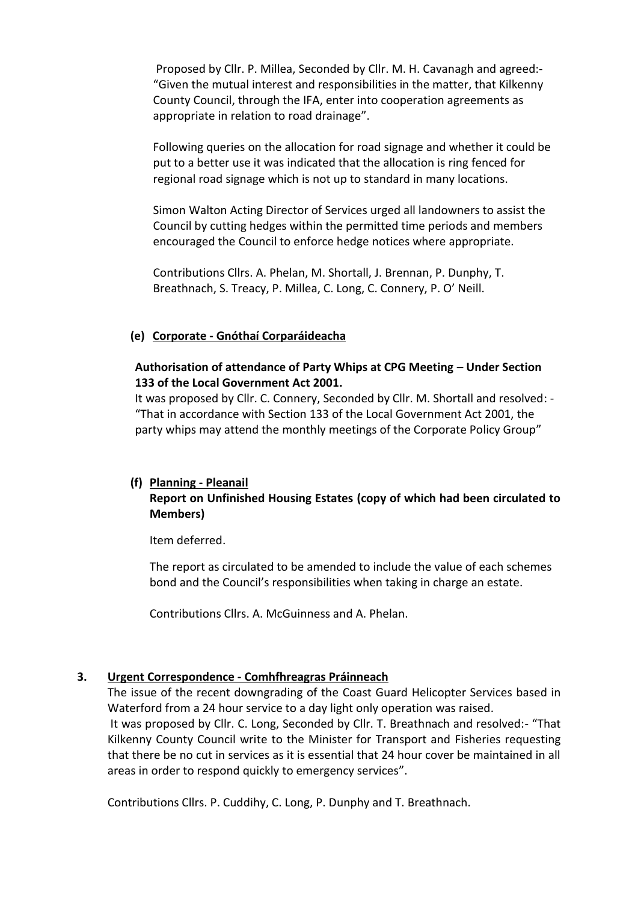Proposed by Cllr. P. Millea, Seconded by Cllr. M. H. Cavanagh and agreed:- "Given the mutual interest and responsibilities in the matter, that Kilkenny County Council, through the IFA, enter into cooperation agreements as appropriate in relation to road drainage".

Following queries on the allocation for road signage and whether it could be put to a better use it was indicated that the allocation is ring fenced for regional road signage which is not up to standard in many locations.

Simon Walton Acting Director of Services urged all landowners to assist the Council by cutting hedges within the permitted time periods and members encouraged the Council to enforce hedge notices where appropriate.

Contributions Cllrs. A. Phelan, M. Shortall, J. Brennan, P. Dunphy, T. Breathnach, S. Treacy, P. Millea, C. Long, C. Connery, P. O' Neill.

**(e) <u>Corporate - Gnóthaí Corparáideacha</u>**

**Authorisation of attendance of Party Whips at CPG Meeting – Under Section 133 of the Local Government Act 2001.**

It was proposed by Cllr. C. Connery, Seconded by Cllr. M. Shortall and resolved: - "That in accordance with Section 133 of the Local Government Act 2001, the party whips may attend the monthly meetings of the Corporate Policy Group"

**(f) <u>Planning - Pleanail</u>**

**Report on Unfinished Housing Estates (copy of which had been circulated to Members)**

Item deferred.

The report as circulated to be amended to include the value of each schemes bond and the Council's responsibilities when taking in charge an estate.

Contributions Cllrs. A. McGuinness and A. Phelan.

**3. <u>Urgent Correspondence - Comhfhreagras Práinneach</u>**

The issue of the recent downgrading of the Coast Guard Helicopter Services based in Waterford from a 24 hour service to a day light only operation was raised.

It was proposed by Cllr. C. Long, Seconded by Cllr. T. Breathnach and resolved:- "That Kilkenny County Council write to the Minister for Transport and Fisheries requesting that there be no cut in services as it is essential that 24 hour cover be maintained in all areas in order to respond quickly to emergency services".

Contributions Cllrs. P. Cuddihy, C. Long, P. Dunphy and T. Breathnach.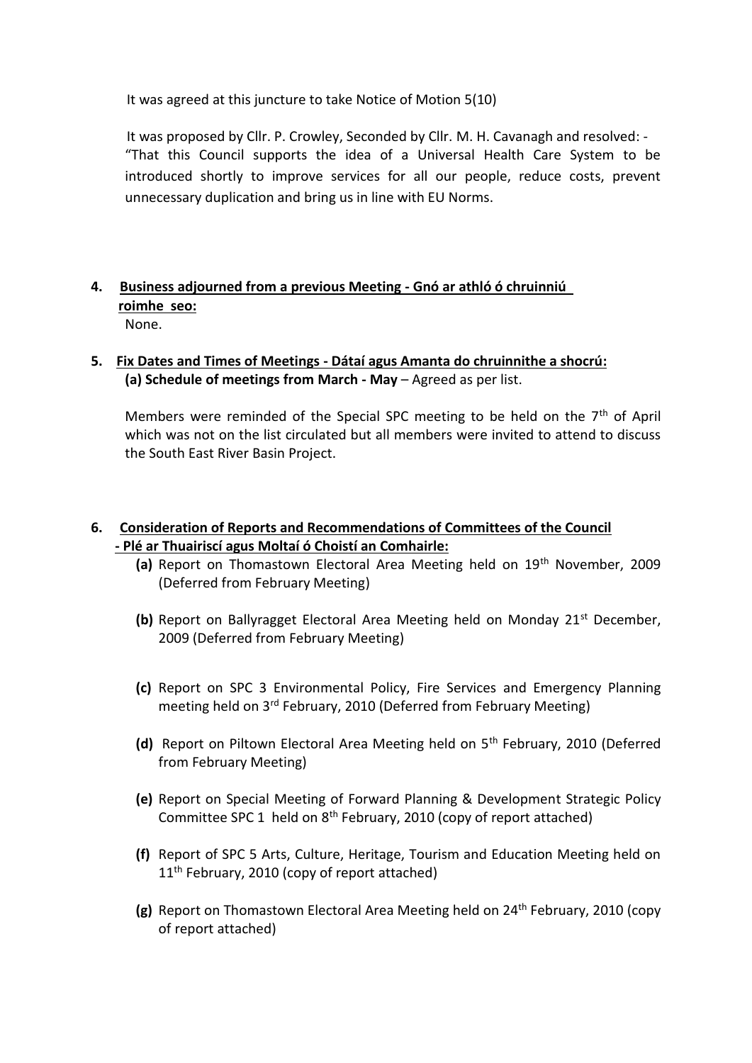It was agreed at this juncture to take Notice of Motion 5(10)

It was proposed by Cllr. P. Crowley, Seconded by Cllr. M. H. Cavanagh and resolved: -
"That this Council supports the idea of a Universal Health Care System to be introduced shortly to improve services for all our people, reduce costs, prevent unnecessary duplication and bring us in line with EU Norms.

**4. Business adjourned from a previous Meeting - Gnó ar athló ó chruinniú roimhe seo:**

None.

**5. Fix Dates and Times of Meetings - Dátaí agus Amanta do chruinnithe a shocrú:**

**(a) Schedule of meetings from March - May** – Agreed as per list.

Members were reminded of the Special SPC meeting to be held on the 7th of April which was not on the list circulated but all members were invited to attend to discuss the South East River Basin Project.

**6. Consideration of Reports and Recommendations of Committees of the Council - Plé ar Thuairiscí agus Moltaí ó Choistí an Comhairle:**

**(a)** Report on Thomastown Electoral Area Meeting held on 19th November, 2009 (Deferred from February Meeting)

**(b)** Report on Ballyragget Electoral Area Meeting held on Monday 21st December, 2009 (Deferred from February Meeting)

**(c)** Report on SPC 3 Environmental Policy, Fire Services and Emergency Planning meeting held on 3rd February, 2010 (Deferred from February Meeting)

**(d)** Report on Piltown Electoral Area Meeting held on 5th February, 2010 (Deferred from February Meeting)

**(e)** Report on Special Meeting of Forward Planning & Development Strategic Policy Committee SPC 1 held on 8th February, 2010 (copy of report attached)

**(f)** Report of SPC 5 Arts, Culture, Heritage, Tourism and Education Meeting held on 11th February, 2010 (copy of report attached)

**(g)** Report on Thomastown Electoral Area Meeting held on 24th February, 2010 (copy of report attached)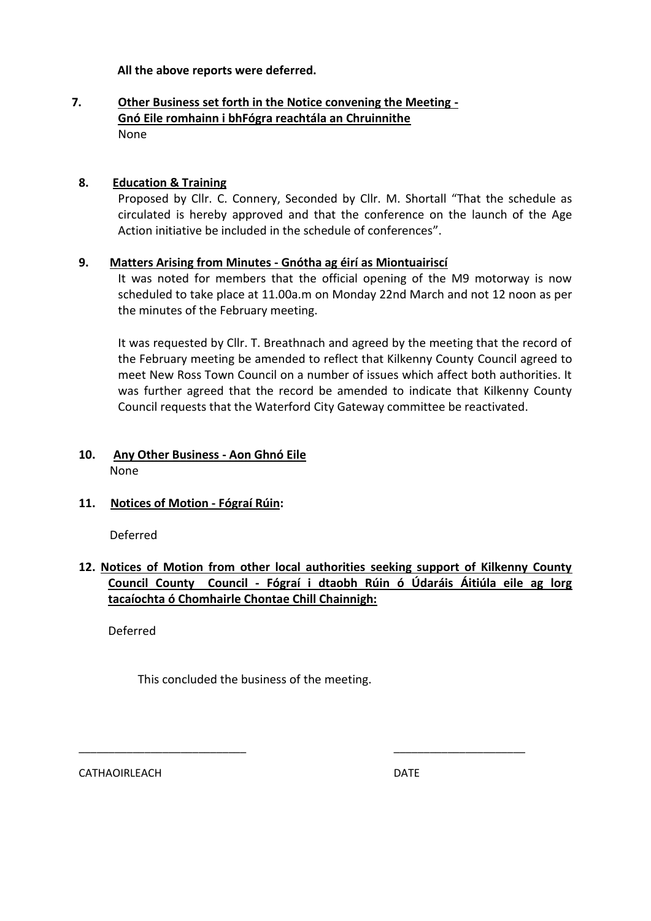**All the above reports were deferred.**

**7. Other Business set forth in the Notice convening the Meeting - Gnó Eile romhainn i bhFógra reachtála an Chruinnithe**

None

**8. Education & Training**

Proposed by Cllr. C. Connery, Seconded by Cllr. M. Shortall "That the schedule as circulated is hereby approved and that the conference on the launch of the Age Action initiative be included in the schedule of conferences".

**9. Matters Arising from Minutes - Gnótha ag éirí as Miontuairiscí**

It was noted for members that the official opening of the M9 motorway is now scheduled to take place at 11.00a.m on Monday 22nd March and not 12 noon as per the minutes of the February meeting.

It was requested by Cllr. T. Breathnach and agreed by the meeting that the record of the February meeting be amended to reflect that Kilkenny County Council agreed to meet New Ross Town Council on a number of issues which affect both authorities. It was further agreed that the record be amended to indicate that Kilkenny County Council requests that the Waterford City Gateway committee be reactivated.

**10. Any Other Business - Aon Ghnó Eile**

None

**11. Notices of Motion - Fógraí Rúin:**

Deferred

**12. Notices of Motion from other local authorities seeking support of Kilkenny County Council County Council - Fógraí i dtaobh Rúin ó Údaráis Áitiúla eile ag lorg tacaíochta ó Chomhairle Chontae Chill Chainnigh:**

Deferred

This concluded the business of the meeting.

___________________________  ______________________

CATHAOIRLEACH  DATE